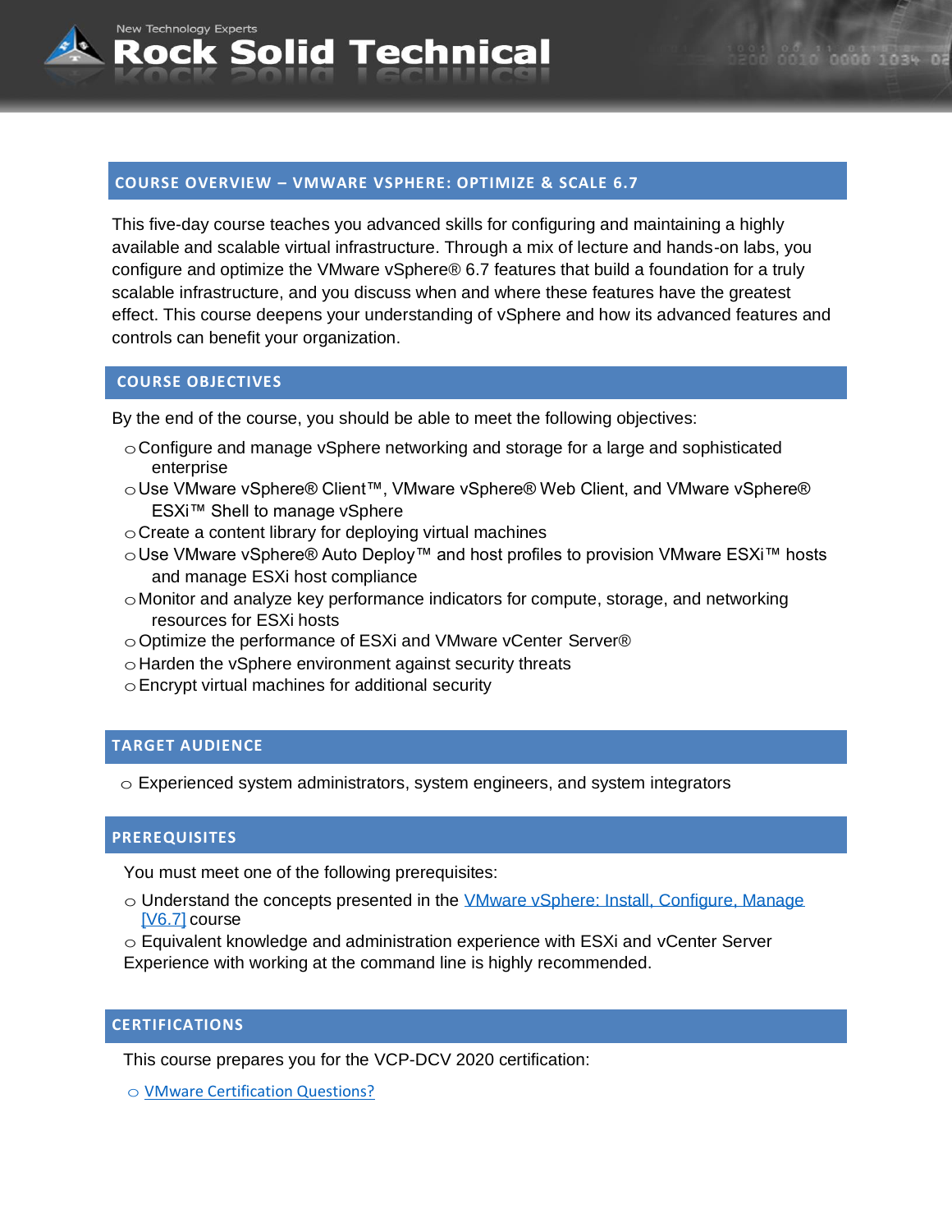## COURSE OVERVIEW – VMWARE VSPHERE: OPTIMIZE & SCALE 6.7

This five-day course teaches you advanced skills for configuring and maintaining a highly available and scalable virtual infrastructure. Through a mix of lecture and hands-on labs, you configure and optimize the VMware vSphere® 6.7 features that build a foundation for a truly scalable infrastructure, and you discuss when and where these features have the greatest effect. This course deepens your understanding of vSphere and how its advanced features and controls can benefit your organization.

## COURSE OBJECTIVES

By the end of the course, you should be able to meet the following objectives:

- Configure and manage vSphere networking and storage for a large and sophisticated enterprise
- Use VMware vSphere® Client™, VMware vSphere® Web Client, and VMware vSphere® ESXi™ Shell to manage vSphere
- Create a content library for deploying virtual machines
- Use VMware vSphere® Auto Deploy™ and host profiles to provision VMware ESXi™ hosts and manage ESXi host compliance
- Monitor and analyze key performance indicators for compute, storage, and networking resources for ESXi hosts
- Optimize the performance of ESXi and VMware vCenter Server®
- Harden the vSphere environment against security threats
- Encrypt virtual machines for additional security

## TARGET AUDIENCE

- Experienced system administrators, system engineers, and system integrators

## PREREQUISITES

You must meet one of the following prerequisites:

- Understand the concepts presented in the VMware vSphere: Install, Configure, Manage [V6.7] course
- Equivalent knowledge and administration experience with ESXi and vCenter Server

Experience with working at the command line is highly recommended.

## CERTIFICATIONS

This course prepares you for the VCP-DCV 2020 certification:

- VMware Certification Questions?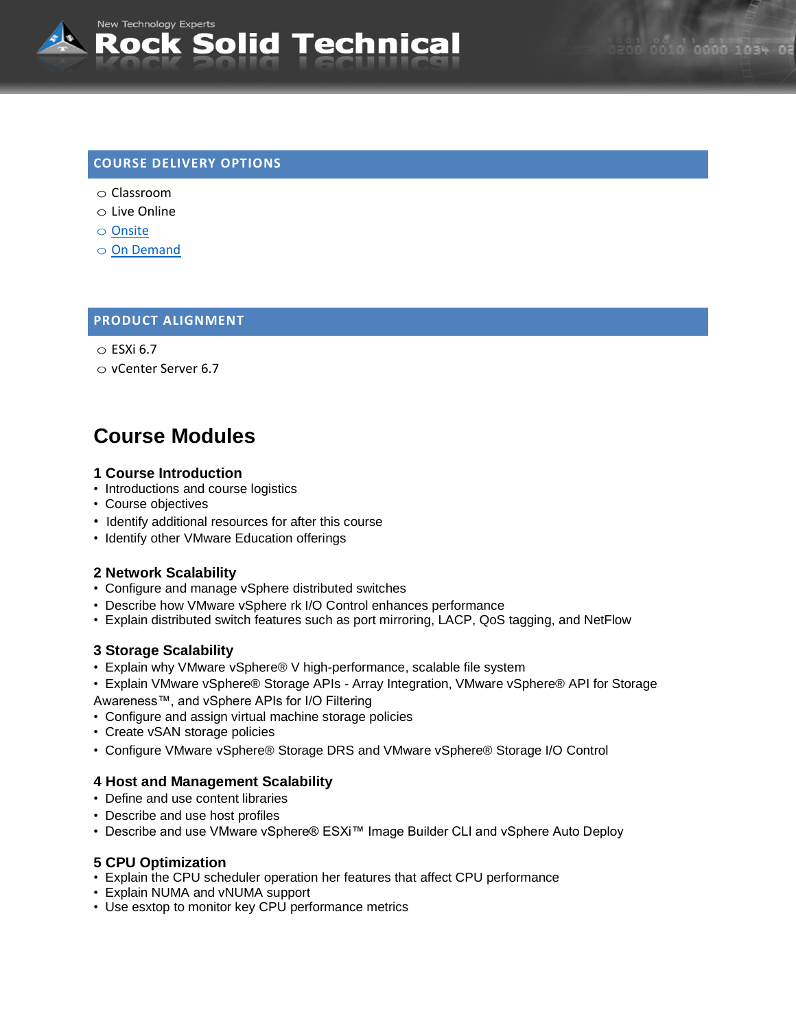## COURSE DELIVERY OPTIONS

- Classroom
- Live Online
- Onsite
- On Demand

## PRODUCT ALIGNMENT

- ESXi 6.7
- vCenter Server 6.7

# Course Modules

### 1 Course Introduction

- Introductions and course logistics
- Course objectives
- Identify additional resources for after this course
- Identify other VMware Education offerings

### 2 Network Scalability

- Configure and manage vSphere distributed switches
- Describe how VMware vSphere rk I/O Control enhances performance
- Explain distributed switch features such as port mirroring, LACP, QoS tagging, and NetFlow

### 3 Storage Scalability

- Explain why VMware vSphere® V high-performance, scalable file system
- Explain VMware vSphere® Storage APIs - Array Integration, VMware vSphere® API for Storage Awareness™, and vSphere APIs for I/O Filtering
- Configure and assign virtual machine storage policies
- Create vSAN storage policies
- Configure VMware vSphere® Storage DRS and VMware vSphere® Storage I/O Control

### 4 Host and Management Scalability

- Define and use content libraries
- Describe and use host profiles
- Describe and use VMware vSphere® ESXi™ Image Builder CLI and vSphere Auto Deploy

### 5 CPU Optimization

- Explain the CPU scheduler operation her features that affect CPU performance
- Explain NUMA and vNUMA support
- Use esxtop to monitor key CPU performance metrics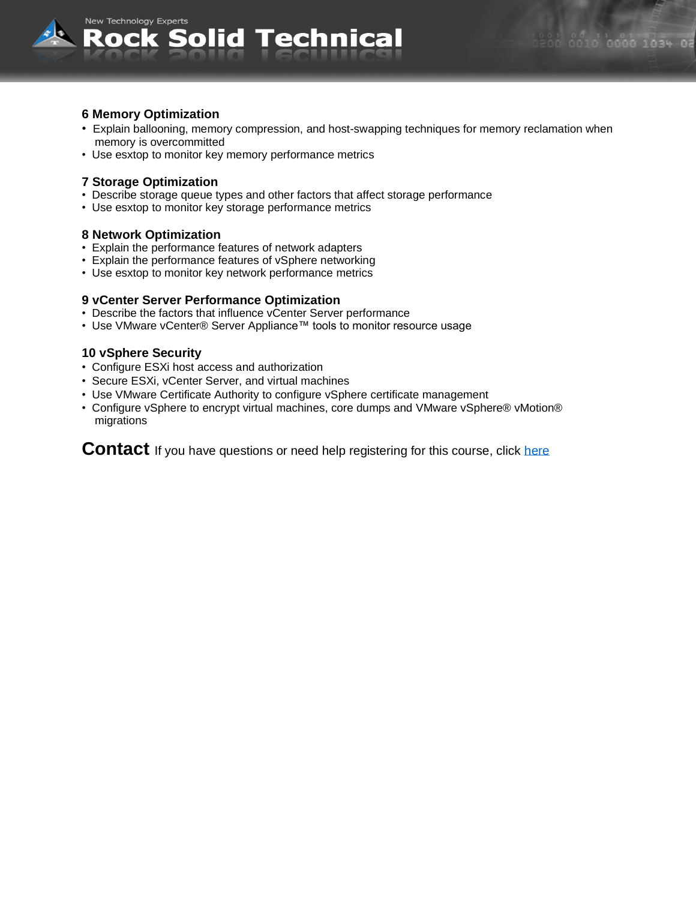### 6 Memory Optimization

- Explain ballooning, memory compression, and host-swapping techniques for memory reclamation when memory is overcommitted
- Use esxtop to monitor key memory performance metrics

### 7 Storage Optimization

- Describe storage queue types and other factors that affect storage performance
- Use esxtop to monitor key storage performance metrics

### 8 Network Optimization

- Explain the performance features of network adapters
- Explain the performance features of vSphere networking
- Use esxtop to monitor key network performance metrics

### 9 vCenter Server Performance Optimization

- Describe the factors that influence vCenter Server performance
- Use VMware vCenter® Server Appliance™ tools to monitor resource usage

### 10 vSphere Security

- Configure ESXi host access and authorization
- Secure ESXi, vCenter Server, and virtual machines
- Use VMware Certificate Authority to configure vSphere certificate management
- Configure vSphere to encrypt virtual machines, core dumps and VMware vSphere® vMotion® migrations

**Contact** If you have questions or need help registering for this course, click here